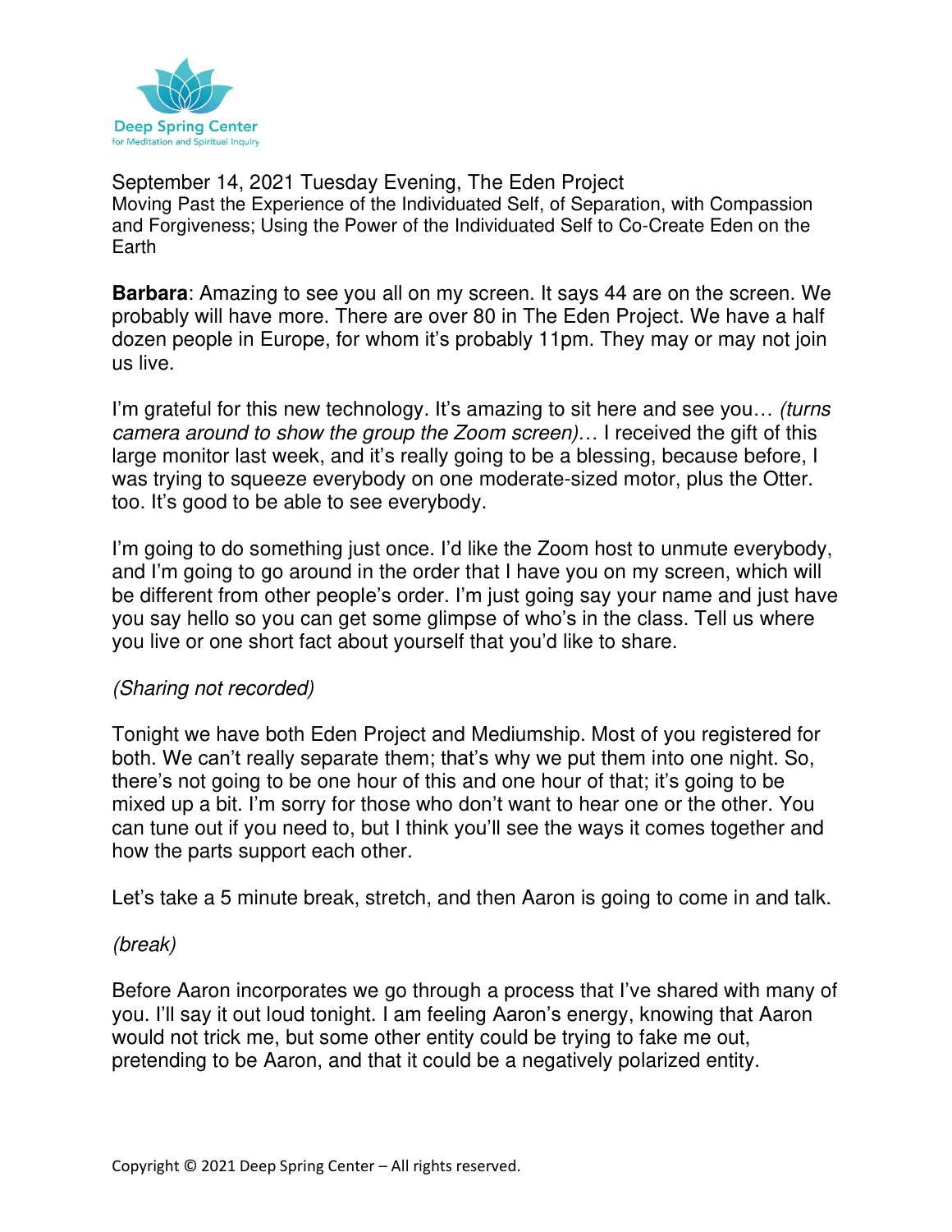September 14, 2021 Tuesday Evening, The Eden Project

Moving Past the Experience of the Individuated Self, of Separation, with Compassion and Forgiveness; Using the Power of the Individuated Self to Co-Create Eden on the Earth

**Barbara**: Amazing to see you all on my screen. It says 44 are on the screen. We probably will have more. There are over 80 in The Eden Project. We have a half dozen people in Europe, for whom it's probably 11pm. They may or may not join us live.

I'm grateful for this new technology. It's amazing to sit here and see you… *(turns camera around to show the group the Zoom screen)*… I received the gift of this large monitor last week, and it's really going to be a blessing, because before, I was trying to squeeze everybody on one moderate-sized motor, plus the Otter. too. It's good to be able to see everybody.

I'm going to do something just once. I'd like the Zoom host to unmute everybody, and I'm going to go around in the order that I have you on my screen, which will be different from other people's order. I'm just going say your name and just have you say hello so you can get some glimpse of who's in the class. Tell us where you live or one short fact about yourself that you'd like to share.

*(Sharing not recorded)*

Tonight we have both Eden Project and Mediumship. Most of you registered for both. We can't really separate them; that's why we put them into one night. So, there's not going to be one hour of this and one hour of that; it's going to be mixed up a bit. I'm sorry for those who don't want to hear one or the other. You can tune out if you need to, but I think you'll see the ways it comes together and how the parts support each other.

Let's take a 5 minute break, stretch, and then Aaron is going to come in and talk.

*(break)*

Before Aaron incorporates we go through a process that I've shared with many of you. I'll say it out loud tonight. I am feeling Aaron's energy, knowing that Aaron would not trick me, but some other entity could be trying to fake me out, pretending to be Aaron, and that it could be a negatively polarized entity.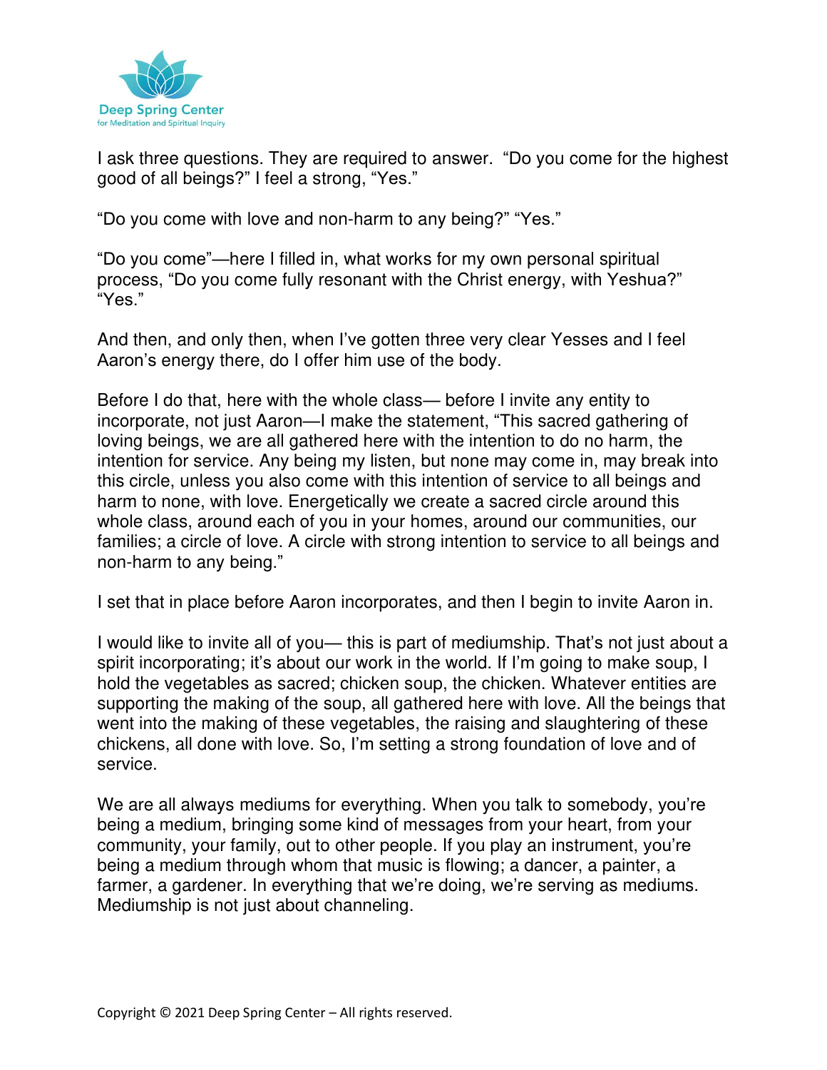I ask three questions. They are required to answer. "Do you come for the highest good of all beings?" I feel a strong, "Yes."

"Do you come with love and non-harm to any being?" "Yes."

"Do you come"—here I filled in, what works for my own personal spiritual process, "Do you come fully resonant with the Christ energy, with Yeshua?" "Yes."

And then, and only then, when I've gotten three very clear Yesses and I feel Aaron's energy there, do I offer him use of the body.

Before I do that, here with the whole class— before I invite any entity to incorporate, not just Aaron—I make the statement, "This sacred gathering of loving beings, we are all gathered here with the intention to do no harm, the intention for service. Any being my listen, but none may come in, may break into this circle, unless you also come with this intention of service to all beings and harm to none, with love. Energetically we create a sacred circle around this whole class, around each of you in your homes, around our communities, our families; a circle of love. A circle with strong intention to service to all beings and non-harm to any being."

I set that in place before Aaron incorporates, and then I begin to invite Aaron in.

I would like to invite all of you— this is part of mediumship. That's not just about a spirit incorporating; it's about our work in the world. If I'm going to make soup, I hold the vegetables as sacred; chicken soup, the chicken. Whatever entities are supporting the making of the soup, all gathered here with love. All the beings that went into the making of these vegetables, the raising and slaughtering of these chickens, all done with love. So, I'm setting a strong foundation of love and of service.

We are all always mediums for everything. When you talk to somebody, you're being a medium, bringing some kind of messages from your heart, from your community, your family, out to other people. If you play an instrument, you're being a medium through whom that music is flowing; a dancer, a painter, a farmer, a gardener. In everything that we're doing, we're serving as mediums. Mediumship is not just about channeling.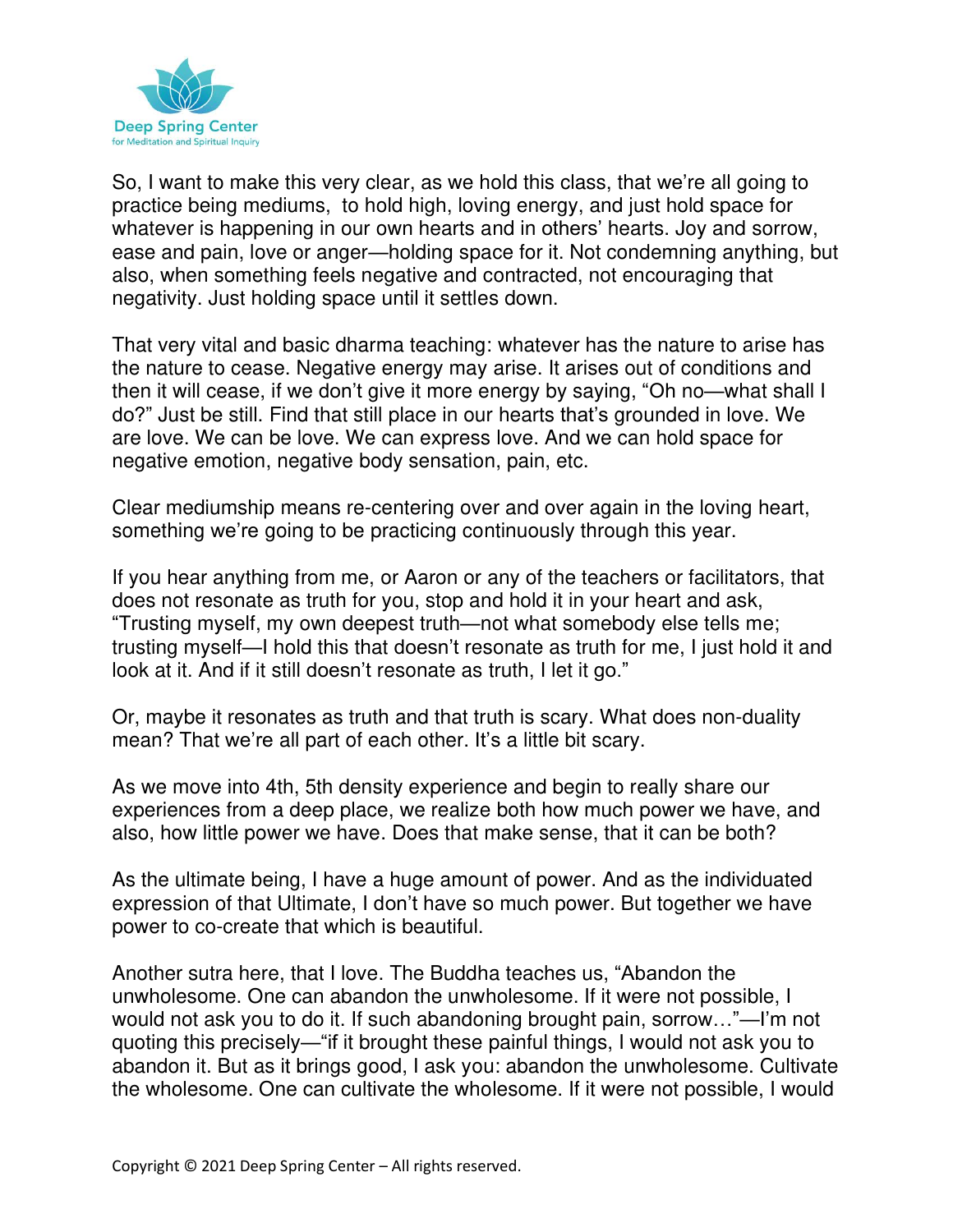So, I want to make this very clear, as we hold this class, that we're all going to practice being mediums, to hold high, loving energy, and just hold space for whatever is happening in our own hearts and in others' hearts. Joy and sorrow, ease and pain, love or anger—holding space for it. Not condemning anything, but also, when something feels negative and contracted, not encouraging that negativity. Just holding space until it settles down.

That very vital and basic dharma teaching: whatever has the nature to arise has the nature to cease. Negative energy may arise. It arises out of conditions and then it will cease, if we don't give it more energy by saying, "Oh no—what shall I do?" Just be still. Find that still place in our hearts that's grounded in love. We are love. We can be love. We can express love. And we can hold space for negative emotion, negative body sensation, pain, etc.

Clear mediumship means re-centering over and over again in the loving heart, something we're going to be practicing continuously through this year.

If you hear anything from me, or Aaron or any of the teachers or facilitators, that does not resonate as truth for you, stop and hold it in your heart and ask, "Trusting myself, my own deepest truth—not what somebody else tells me; trusting myself—I hold this that doesn't resonate as truth for me, I just hold it and look at it. And if it still doesn't resonate as truth, I let it go."

Or, maybe it resonates as truth and that truth is scary. What does non-duality mean? That we're all part of each other. It's a little bit scary.

As we move into 4th, 5th density experience and begin to really share our experiences from a deep place, we realize both how much power we have, and also, how little power we have. Does that make sense, that it can be both?

As the ultimate being, I have a huge amount of power. And as the individuated expression of that Ultimate, I don't have so much power. But together we have power to co-create that which is beautiful.

Another sutra here, that I love. The Buddha teaches us, "Abandon the unwholesome. One can abandon the unwholesome. If it were not possible, I would not ask you to do it. If such abandoning brought pain, sorrow…"—I'm not quoting this precisely—"if it brought these painful things, I would not ask you to abandon it. But as it brings good, I ask you: abandon the unwholesome. Cultivate the wholesome. One can cultivate the wholesome. If it were not possible, I would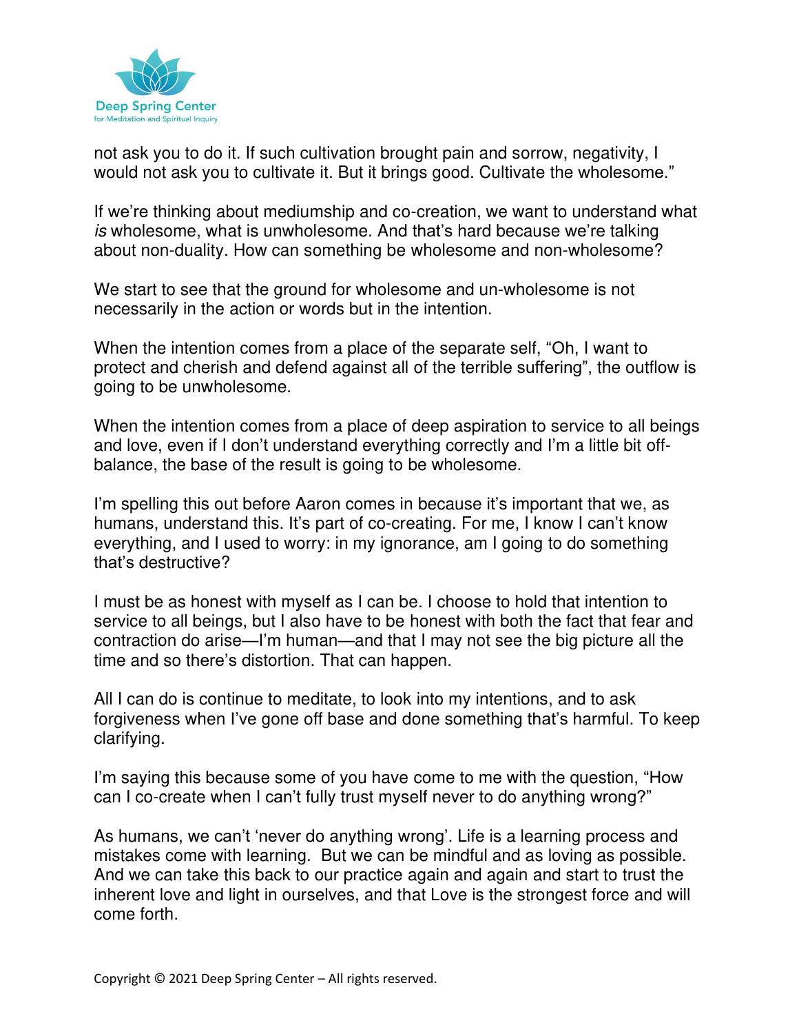not ask you to do it. If such cultivation brought pain and sorrow, negativity, I would not ask you to cultivate it. But it brings good. Cultivate the wholesome."

If we're thinking about mediumship and co-creation, we want to understand what *is* wholesome, what is unwholesome. And that's hard because we're talking about non-duality. How can something be wholesome and non-wholesome?

We start to see that the ground for wholesome and un-wholesome is not necessarily in the action or words but in the intention.

When the intention comes from a place of the separate self, "Oh, I want to protect and cherish and defend against all of the terrible suffering", the outflow is going to be unwholesome.

When the intention comes from a place of deep aspiration to service to all beings and love, even if I don't understand everything correctly and I'm a little bit off-balance, the base of the result is going to be wholesome.

I'm spelling this out before Aaron comes in because it's important that we, as humans, understand this. It's part of co-creating. For me, I know I can't know everything, and I used to worry: in my ignorance, am I going to do something that's destructive?

I must be as honest with myself as I can be. I choose to hold that intention to service to all beings, but I also have to be honest with both the fact that fear and contraction do arise—I'm human—and that I may not see the big picture all the time and so there's distortion. That can happen.

All I can do is continue to meditate, to look into my intentions, and to ask forgiveness when I've gone off base and done something that's harmful. To keep clarifying.

I'm saying this because some of you have come to me with the question, "How can I co-create when I can't fully trust myself never to do anything wrong?"

As humans, we can't 'never do anything wrong'. Life is a learning process and mistakes come with learning. But we can be mindful and as loving as possible. And we can take this back to our practice again and again and start to trust the inherent love and light in ourselves, and that Love is the strongest force and will come forth.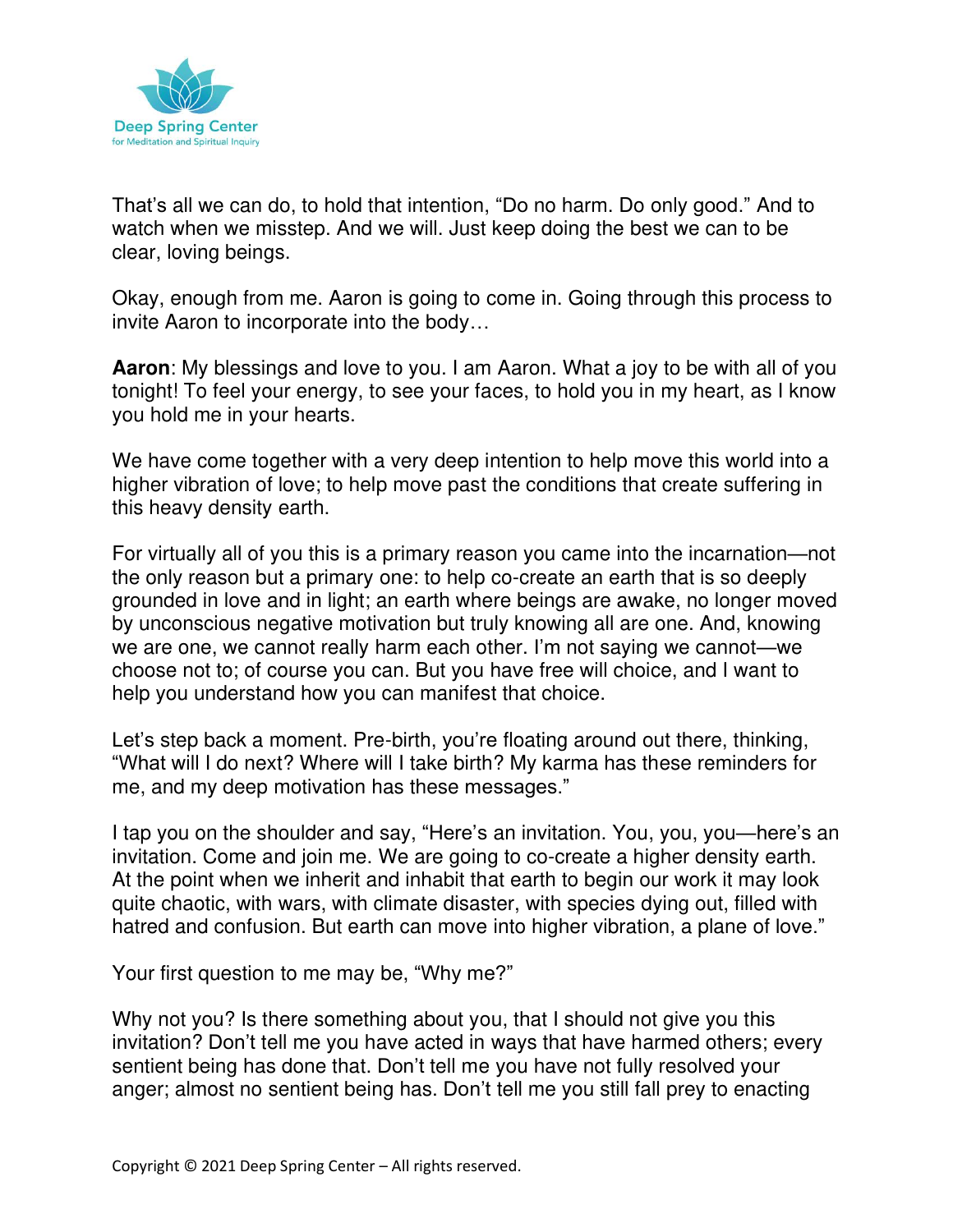That's all we can do, to hold that intention, "Do no harm. Do only good." And to watch when we misstep. And we will. Just keep doing the best we can to be clear, loving beings.

Okay, enough from me. Aaron is going to come in. Going through this process to invite Aaron to incorporate into the body…

**Aaron**: My blessings and love to you. I am Aaron. What a joy to be with all of you tonight! To feel your energy, to see your faces, to hold you in my heart, as I know you hold me in your hearts.

We have come together with a very deep intention to help move this world into a higher vibration of love; to help move past the conditions that create suffering in this heavy density earth.

For virtually all of you this is a primary reason you came into the incarnation—not the only reason but a primary one: to help co-create an earth that is so deeply grounded in love and in light; an earth where beings are awake, no longer moved by unconscious negative motivation but truly knowing all are one. And, knowing we are one, we cannot really harm each other. I'm not saying we cannot—we choose not to; of course you can. But you have free will choice, and I want to help you understand how you can manifest that choice.

Let's step back a moment. Pre-birth, you're floating around out there, thinking, "What will I do next? Where will I take birth? My karma has these reminders for me, and my deep motivation has these messages."

I tap you on the shoulder and say, "Here's an invitation. You, you, you—here's an invitation. Come and join me. We are going to co-create a higher density earth. At the point when we inherit and inhabit that earth to begin our work it may look quite chaotic, with wars, with climate disaster, with species dying out, filled with hatred and confusion. But earth can move into higher vibration, a plane of love."

Your first question to me may be, "Why me?"

Why not you? Is there something about you, that I should not give you this invitation? Don't tell me you have acted in ways that have harmed others; every sentient being has done that. Don't tell me you have not fully resolved your anger; almost no sentient being has. Don't tell me you still fall prey to enacting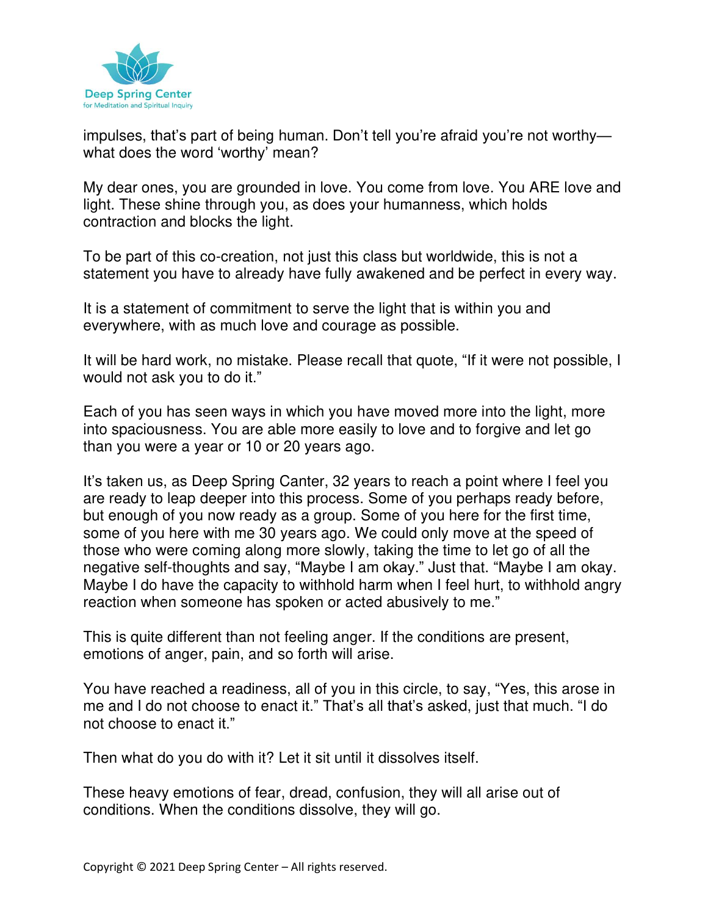impulses, that's part of being human. Don't tell you're afraid you're not worthy—what does the word 'worthy' mean?

My dear ones, you are grounded in love. You come from love. You ARE love and light. These shine through you, as does your humanness, which holds contraction and blocks the light.

To be part of this co-creation, not just this class but worldwide, this is not a statement you have to already have fully awakened and be perfect in every way.

It is a statement of commitment to serve the light that is within you and everywhere, with as much love and courage as possible.

It will be hard work, no mistake. Please recall that quote, "If it were not possible, I would not ask you to do it."

Each of you has seen ways in which you have moved more into the light, more into spaciousness. You are able more easily to love and to forgive and let go than you were a year or 10 or 20 years ago.

It's taken us, as Deep Spring Canter, 32 years to reach a point where I feel you are ready to leap deeper into this process. Some of you perhaps ready before, but enough of you now ready as a group. Some of you here for the first time, some of you here with me 30 years ago. We could only move at the speed of those who were coming along more slowly, taking the time to let go of all the negative self-thoughts and say, "Maybe I am okay." Just that. "Maybe I am okay. Maybe I do have the capacity to withhold harm when I feel hurt, to withhold angry reaction when someone has spoken or acted abusively to me."

This is quite different than not feeling anger. If the conditions are present, emotions of anger, pain, and so forth will arise.

You have reached a readiness, all of you in this circle, to say, "Yes, this arose in me and I do not choose to enact it." That's all that's asked, just that much. "I do not choose to enact it."

Then what do you do with it? Let it sit until it dissolves itself.

These heavy emotions of fear, dread, confusion, they will all arise out of conditions. When the conditions dissolve, they will go.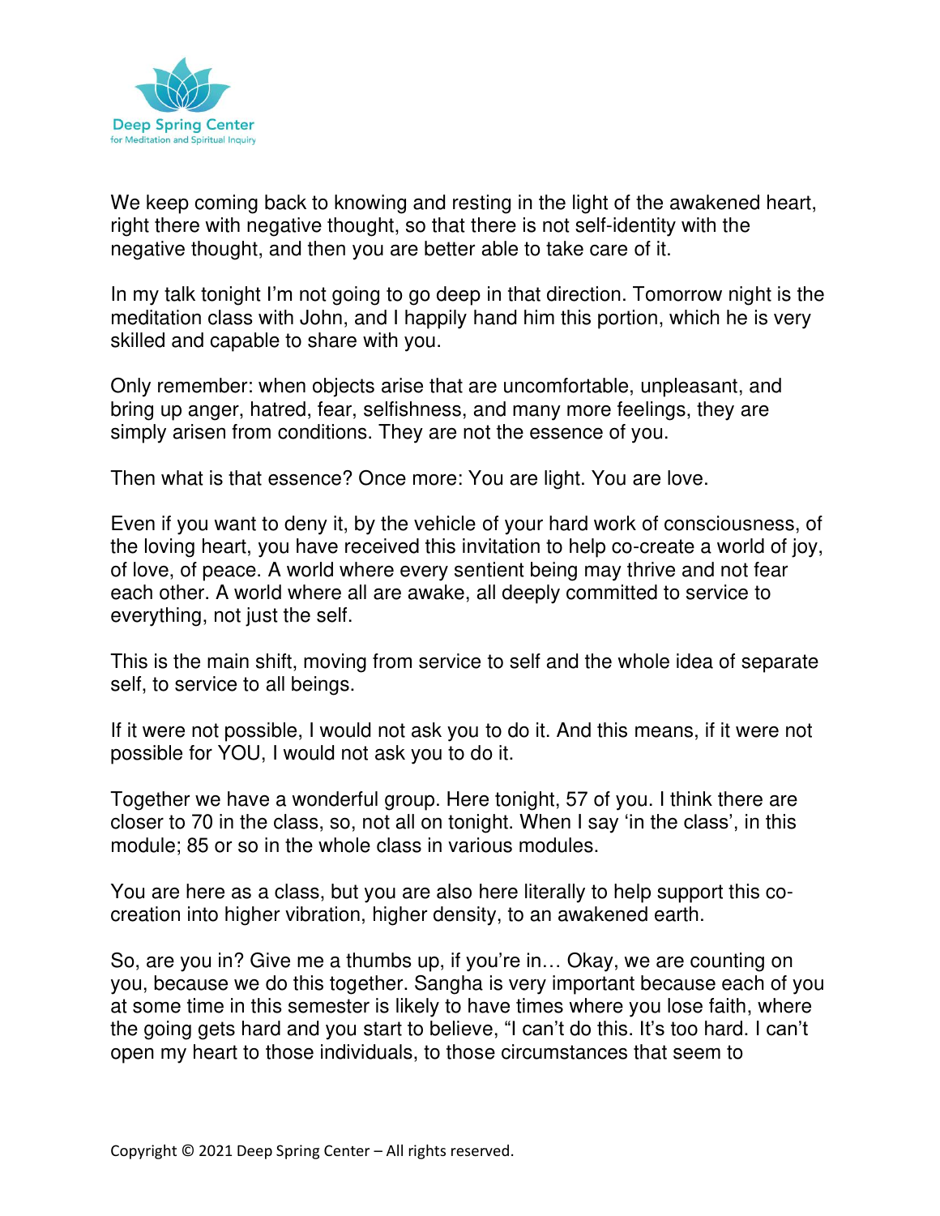We keep coming back to knowing and resting in the light of the awakened heart, right there with negative thought, so that there is not self-identity with the negative thought, and then you are better able to take care of it.

In my talk tonight I'm not going to go deep in that direction. Tomorrow night is the meditation class with John, and I happily hand him this portion, which he is very skilled and capable to share with you.

Only remember: when objects arise that are uncomfortable, unpleasant, and bring up anger, hatred, fear, selfishness, and many more feelings, they are simply arisen from conditions. They are not the essence of you.

Then what is that essence? Once more: You are light. You are love.

Even if you want to deny it, by the vehicle of your hard work of consciousness, of the loving heart, you have received this invitation to help co-create a world of joy, of love, of peace. A world where every sentient being may thrive and not fear each other. A world where all are awake, all deeply committed to service to everything, not just the self.

This is the main shift, moving from service to self and the whole idea of separate self, to service to all beings.

If it were not possible, I would not ask you to do it. And this means, if it were not possible for YOU, I would not ask you to do it.

Together we have a wonderful group. Here tonight, 57 of you. I think there are closer to 70 in the class, so, not all on tonight. When I say 'in the class', in this module; 85 or so in the whole class in various modules.

You are here as a class, but you are also here literally to help support this co-creation into higher vibration, higher density, to an awakened earth.

So, are you in? Give me a thumbs up, if you're in… Okay, we are counting on you, because we do this together. Sangha is very important because each of you at some time in this semester is likely to have times where you lose faith, where the going gets hard and you start to believe, "I can't do this. It's too hard. I can't open my heart to those individuals, to those circumstances that seem to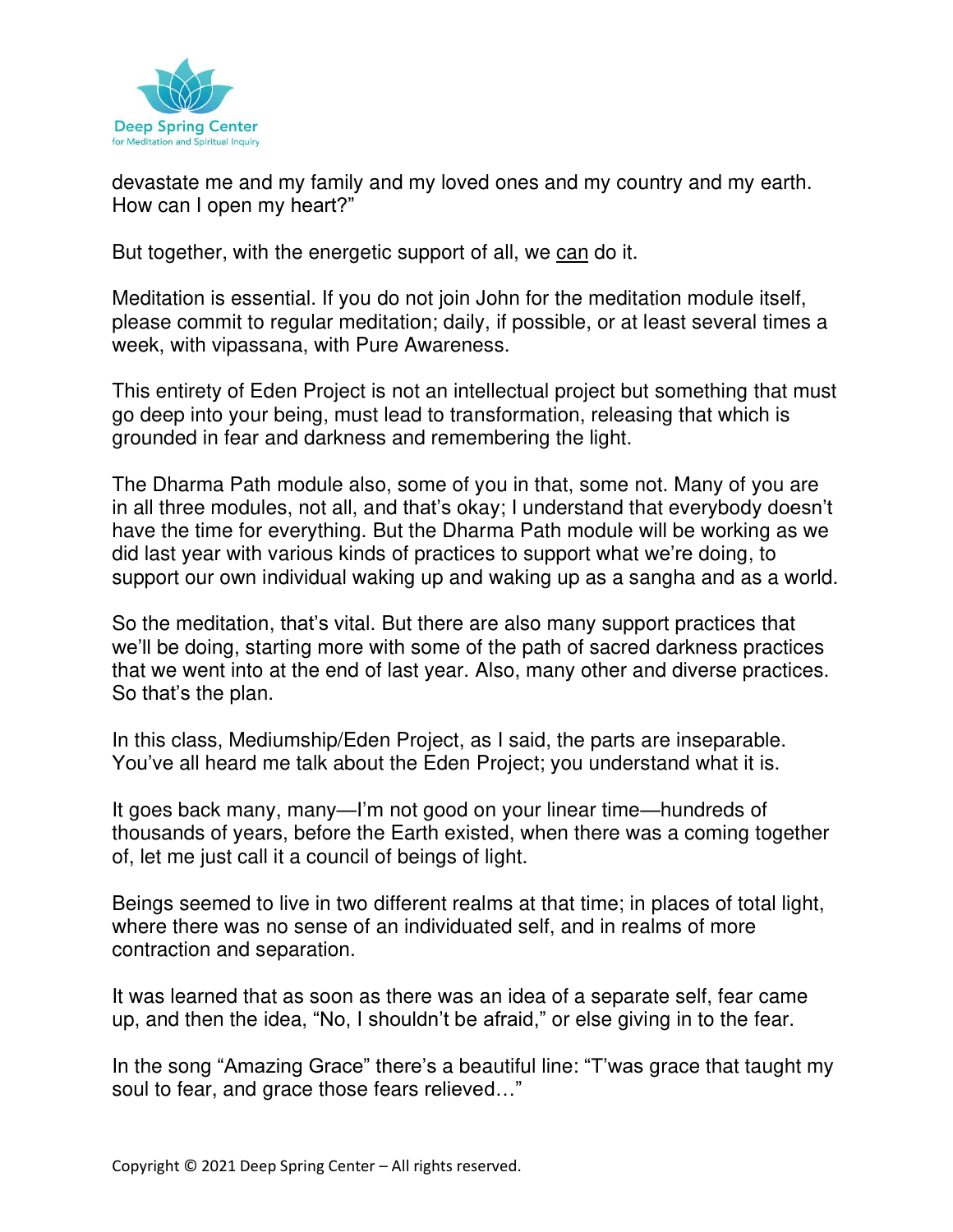devastate me and my family and my loved ones and my country and my earth. How can I open my heart?"

But together, with the energetic support of all, we can do it.

Meditation is essential. If you do not join John for the meditation module itself, please commit to regular meditation; daily, if possible, or at least several times a week, with vipassana, with Pure Awareness.

This entirety of Eden Project is not an intellectual project but something that must go deep into your being, must lead to transformation, releasing that which is grounded in fear and darkness and remembering the light.

The Dharma Path module also, some of you in that, some not. Many of you are in all three modules, not all, and that's okay; I understand that everybody doesn't have the time for everything. But the Dharma Path module will be working as we did last year with various kinds of practices to support what we're doing, to support our own individual waking up and waking up as a sangha and as a world.

So the meditation, that's vital. But there are also many support practices that we'll be doing, starting more with some of the path of sacred darkness practices that we went into at the end of last year. Also, many other and diverse practices. So that's the plan.

In this class, Mediumship/Eden Project, as I said, the parts are inseparable. You've all heard me talk about the Eden Project; you understand what it is.

It goes back many, many—I'm not good on your linear time—hundreds of thousands of years, before the Earth existed, when there was a coming together of, let me just call it a council of beings of light.

Beings seemed to live in two different realms at that time; in places of total light, where there was no sense of an individuated self, and in realms of more contraction and separation.

It was learned that as soon as there was an idea of a separate self, fear came up, and then the idea, "No, I shouldn't be afraid," or else giving in to the fear.

In the song "Amazing Grace" there's a beautiful line: "T'was grace that taught my soul to fear, and grace those fears relieved…"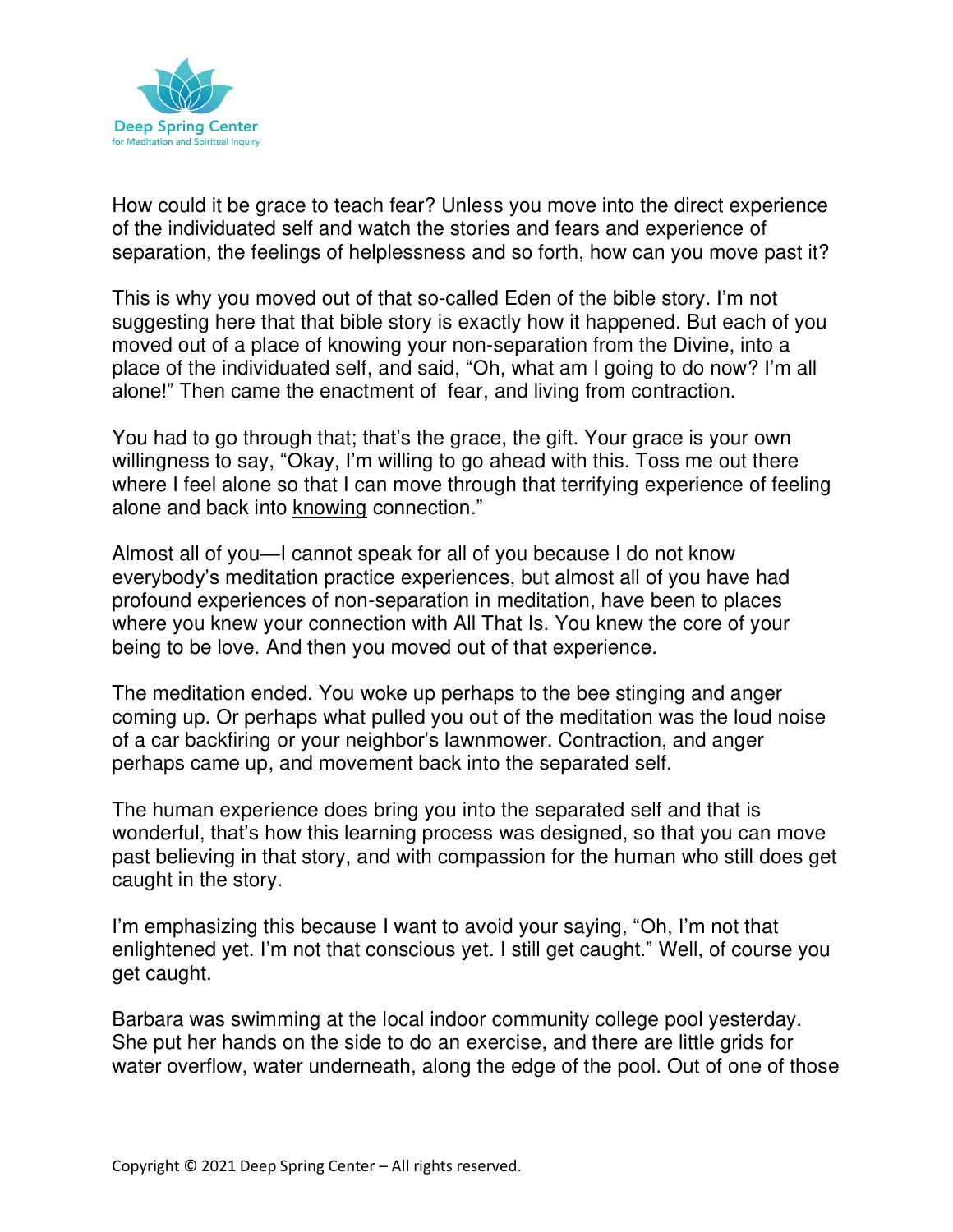How could it be grace to teach fear? Unless you move into the direct experience of the individuated self and watch the stories and fears and experience of separation, the feelings of helplessness and so forth, how can you move past it?

This is why you moved out of that so-called Eden of the bible story. I'm not suggesting here that that bible story is exactly how it happened. But each of you moved out of a place of knowing your non-separation from the Divine, into a place of the individuated self, and said, "Oh, what am I going to do now? I'm all alone!" Then came the enactment of fear, and living from contraction.

You had to go through that; that's the grace, the gift. Your grace is your own willingness to say, "Okay, I'm willing to go ahead with this. Toss me out there where I feel alone so that I can move through that terrifying experience of feeling alone and back into <u>knowing</u> connection."

Almost all of you—I cannot speak for all of you because I do not know everybody's meditation practice experiences, but almost all of you have had profound experiences of non-separation in meditation, have been to places where you knew your connection with All That Is. You knew the core of your being to be love. And then you moved out of that experience.

The meditation ended. You woke up perhaps to the bee stinging and anger coming up. Or perhaps what pulled you out of the meditation was the loud noise of a car backfiring or your neighbor's lawnmower. Contraction, and anger perhaps came up, and movement back into the separated self.

The human experience does bring you into the separated self and that is wonderful, that's how this learning process was designed, so that you can move past believing in that story, and with compassion for the human who still does get caught in the story.

I'm emphasizing this because I want to avoid your saying, "Oh, I'm not that enlightened yet. I'm not that conscious yet. I still get caught." Well, of course you get caught.

Barbara was swimming at the local indoor community college pool yesterday. She put her hands on the side to do an exercise, and there are little grids for water overflow, water underneath, along the edge of the pool. Out of one of those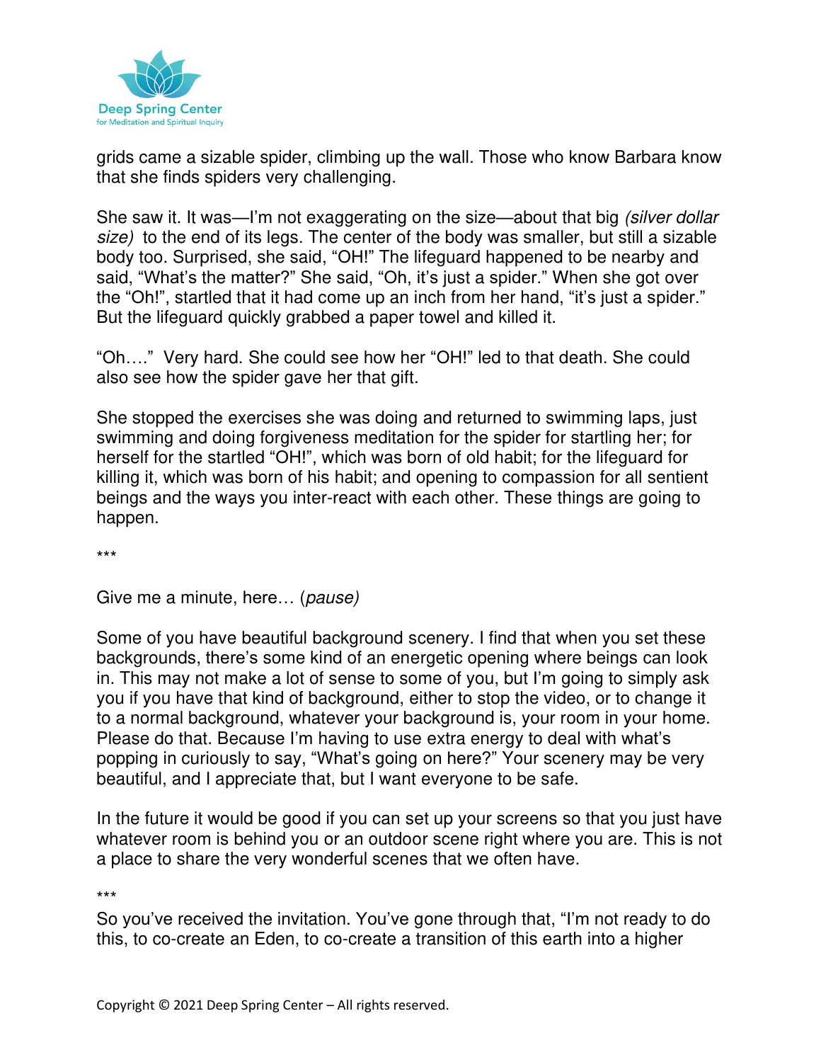grids came a sizable spider, climbing up the wall. Those who know Barbara know that she finds spiders very challenging.

She saw it. It was—I'm not exaggerating on the size—about that big *(silver dollar size)* to the end of its legs. The center of the body was smaller, but still a sizable body too. Surprised, she said, "OH!" The lifeguard happened to be nearby and said, "What's the matter?" She said, "Oh, it's just a spider." When she got over the "Oh!", startled that it had come up an inch from her hand, "it's just a spider." But the lifeguard quickly grabbed a paper towel and killed it.

"Oh…." Very hard. She could see how her "OH!" led to that death. She could also see how the spider gave her that gift.

She stopped the exercises she was doing and returned to swimming laps, just swimming and doing forgiveness meditation for the spider for startling her; for herself for the startled "OH!", which was born of old habit; for the lifeguard for killing it, which was born of his habit; and opening to compassion for all sentient beings and the ways you inter-react with each other. These things are going to happen.

***

Give me a minute, here… (*pause)*

Some of you have beautiful background scenery. I find that when you set these backgrounds, there's some kind of an energetic opening where beings can look in. This may not make a lot of sense to some of you, but I'm going to simply ask you if you have that kind of background, either to stop the video, or to change it to a normal background, whatever your background is, your room in your home. Please do that. Because I'm having to use extra energy to deal with what's popping in curiously to say, "What's going on here?" Your scenery may be very beautiful, and I appreciate that, but I want everyone to be safe.

In the future it would be good if you can set up your screens so that you just have whatever room is behind you or an outdoor scene right where you are. This is not a place to share the very wonderful scenes that we often have.

***

So you've received the invitation. You've gone through that, "I'm not ready to do this, to co-create an Eden, to co-create a transition of this earth into a higher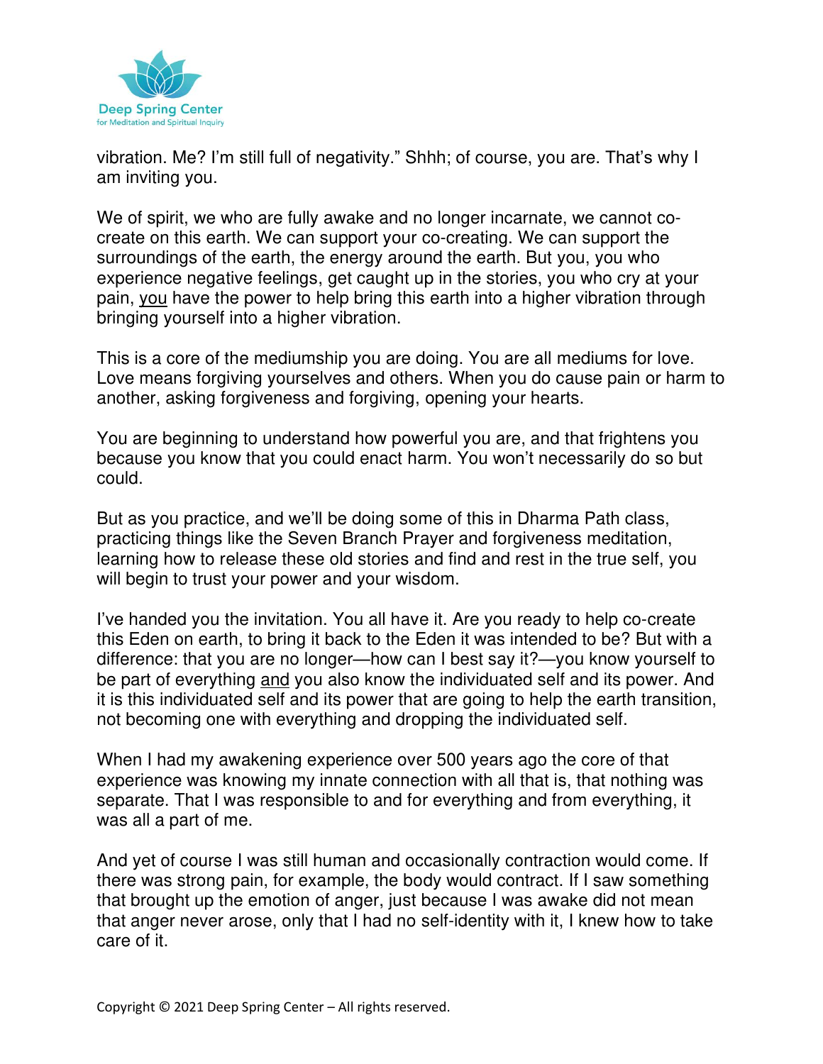vibration. Me? I'm still full of negativity." Shhh; of course, you are. That's why I am inviting you.

We of spirit, we who are fully awake and no longer incarnate, we cannot co-create on this earth. We can support your co-creating. We can support the surroundings of the earth, the energy around the earth. But you, you who experience negative feelings, get caught up in the stories, you who cry at your pain, <u>you</u> have the power to help bring this earth into a higher vibration through bringing yourself into a higher vibration.

This is a core of the mediumship you are doing. You are all mediums for love. Love means forgiving yourselves and others. When you do cause pain or harm to another, asking forgiveness and forgiving, opening your hearts.

You are beginning to understand how powerful you are, and that frightens you because you know that you could enact harm. You won't necessarily do so but could.

But as you practice, and we'll be doing some of this in Dharma Path class, practicing things like the Seven Branch Prayer and forgiveness meditation, learning how to release these old stories and find and rest in the true self, you will begin to trust your power and your wisdom.

I've handed you the invitation. You all have it. Are you ready to help co-create this Eden on earth, to bring it back to the Eden it was intended to be? But with a difference: that you are no longer—how can I best say it?—you know yourself to be part of everything <u>and</u> you also know the individuated self and its power. And it is this individuated self and its power that are going to help the earth transition, not becoming one with everything and dropping the individuated self.

When I had my awakening experience over 500 years ago the core of that experience was knowing my innate connection with all that is, that nothing was separate. That I was responsible to and for everything and from everything, it was all a part of me.

And yet of course I was still human and occasionally contraction would come. If there was strong pain, for example, the body would contract. If I saw something that brought up the emotion of anger, just because I was awake did not mean that anger never arose, only that I had no self-identity with it, I knew how to take care of it.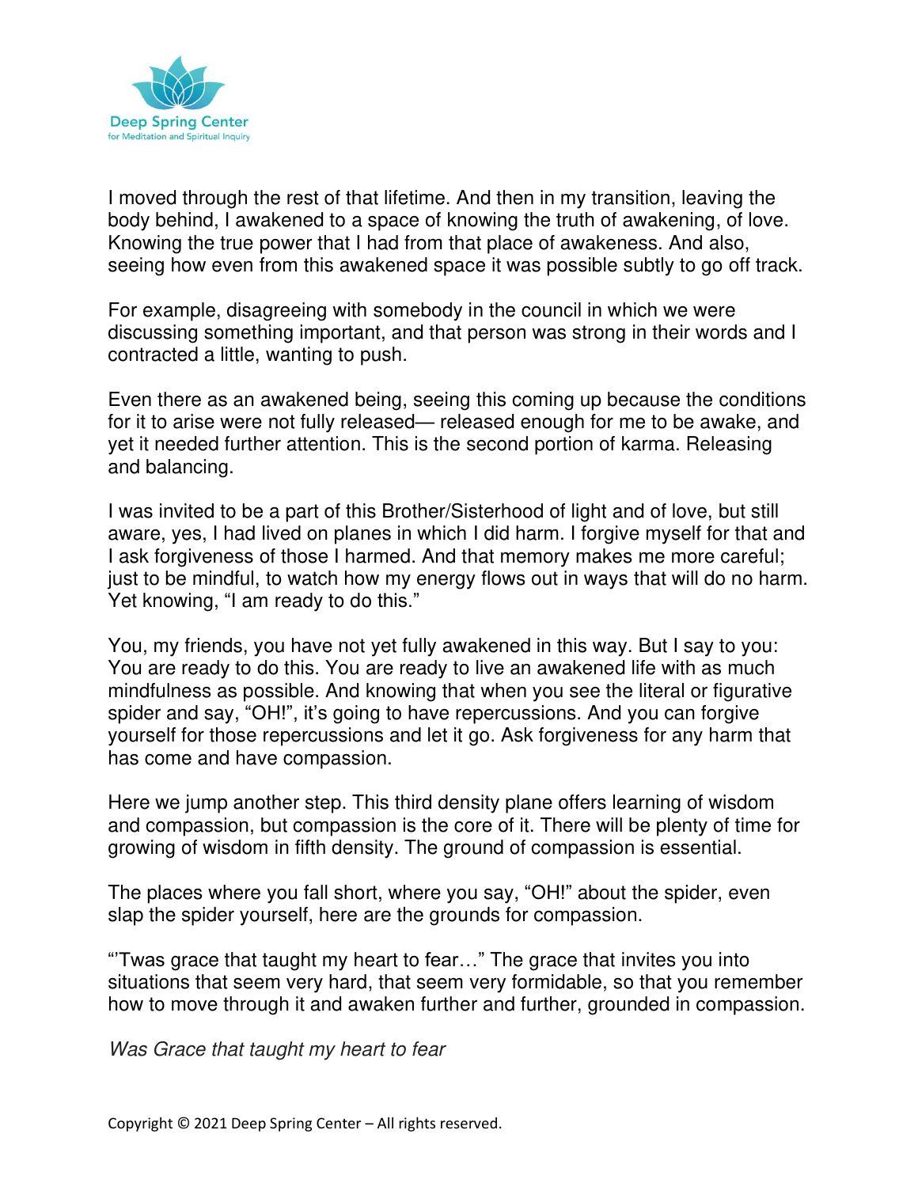I moved through the rest of that lifetime. And then in my transition, leaving the body behind, I awakened to a space of knowing the truth of awakening, of love. Knowing the true power that I had from that place of awakeness. And also, seeing how even from this awakened space it was possible subtly to go off track.

For example, disagreeing with somebody in the council in which we were discussing something important, and that person was strong in their words and I contracted a little, wanting to push.

Even there as an awakened being, seeing this coming up because the conditions for it to arise were not fully released— released enough for me to be awake, and yet it needed further attention. This is the second portion of karma. Releasing and balancing.

I was invited to be a part of this Brother/Sisterhood of light and of love, but still aware, yes, I had lived on planes in which I did harm. I forgive myself for that and I ask forgiveness of those I harmed. And that memory makes me more careful; just to be mindful, to watch how my energy flows out in ways that will do no harm. Yet knowing, "I am ready to do this."

You, my friends, you have not yet fully awakened in this way. But I say to you: You are ready to do this. You are ready to live an awakened life with as much mindfulness as possible. And knowing that when you see the literal or figurative spider and say, "OH!", it's going to have repercussions. And you can forgive yourself for those repercussions and let it go. Ask forgiveness for any harm that has come and have compassion.

Here we jump another step. This third density plane offers learning of wisdom and compassion, but compassion is the core of it. There will be plenty of time for growing of wisdom in fifth density. The ground of compassion is essential.

The places where you fall short, where you say, "OH!" about the spider, even slap the spider yourself, here are the grounds for compassion.

"'Twas grace that taught my heart to fear…" The grace that invites you into situations that seem very hard, that seem very formidable, so that you remember how to move through it and awaken further and further, grounded in compassion.

*Was Grace that taught my heart to fear*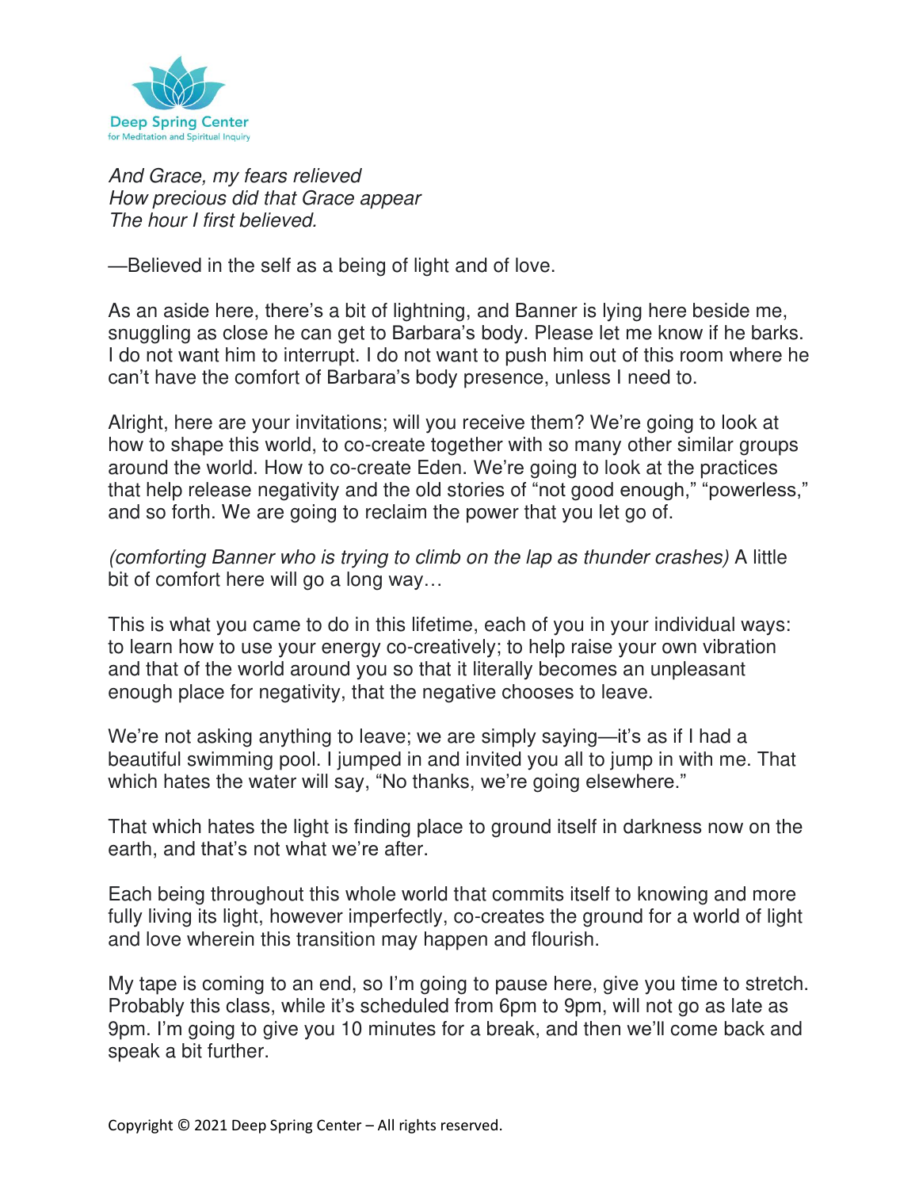*And Grace, my fears relieved*
*How precious did that Grace appear*
*The hour I first believed.*

—Believed in the self as a being of light and of love.

As an aside here, there's a bit of lightning, and Banner is lying here beside me, snuggling as close he can get to Barbara's body. Please let me know if he barks. I do not want him to interrupt. I do not want to push him out of this room where he can't have the comfort of Barbara's body presence, unless I need to.

Alright, here are your invitations; will you receive them? We're going to look at how to shape this world, to co-create together with so many other similar groups around the world. How to co-create Eden. We're going to look at the practices that help release negativity and the old stories of "not good enough," "powerless," and so forth. We are going to reclaim the power that you let go of.

*(comforting Banner who is trying to climb on the lap as thunder crashes)* A little bit of comfort here will go a long way…

This is what you came to do in this lifetime, each of you in your individual ways: to learn how to use your energy co-creatively; to help raise your own vibration and that of the world around you so that it literally becomes an unpleasant enough place for negativity, that the negative chooses to leave.

We're not asking anything to leave; we are simply saying—it's as if I had a beautiful swimming pool. I jumped in and invited you all to jump in with me. That which hates the water will say, "No thanks, we're going elsewhere."

That which hates the light is finding place to ground itself in darkness now on the earth, and that's not what we're after.

Each being throughout this whole world that commits itself to knowing and more fully living its light, however imperfectly, co-creates the ground for a world of light and love wherein this transition may happen and flourish.

My tape is coming to an end, so I'm going to pause here, give you time to stretch. Probably this class, while it's scheduled from 6pm to 9pm, will not go as late as 9pm. I'm going to give you 10 minutes for a break, and then we'll come back and speak a bit further.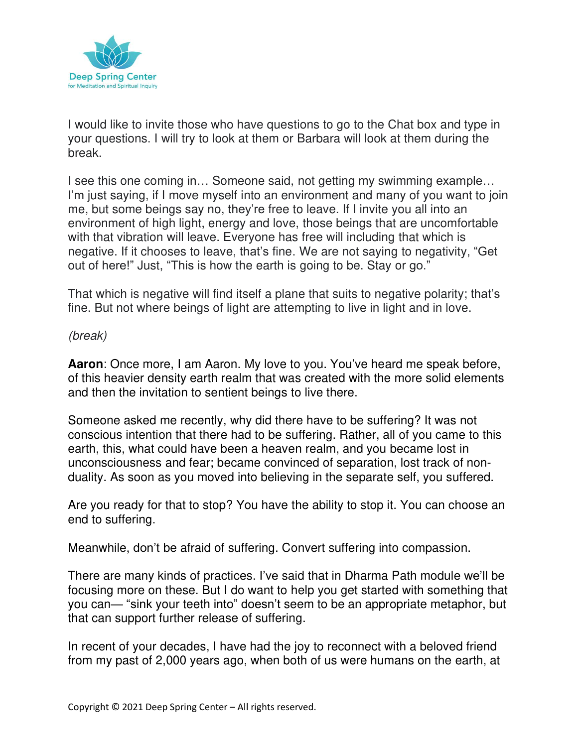I would like to invite those who have questions to go to the Chat box and type in your questions. I will try to look at them or Barbara will look at them during the break.

I see this one coming in… Someone said, not getting my swimming example… I'm just saying, if I move myself into an environment and many of you want to join me, but some beings say no, they're free to leave. If I invite you all into an environment of high light, energy and love, those beings that are uncomfortable with that vibration will leave. Everyone has free will including that which is negative. If it chooses to leave, that's fine. We are not saying to negativity, "Get out of here!" Just, "This is how the earth is going to be. Stay or go."

That which is negative will find itself a plane that suits to negative polarity; that's fine. But not where beings of light are attempting to live in light and in love.

*(break)*

**Aaron**: Once more, I am Aaron. My love to you. You've heard me speak before, of this heavier density earth realm that was created with the more solid elements and then the invitation to sentient beings to live there.

Someone asked me recently, why did there have to be suffering? It was not conscious intention that there had to be suffering. Rather, all of you came to this earth, this, what could have been a heaven realm, and you became lost in unconsciousness and fear; became convinced of separation, lost track of non-duality. As soon as you moved into believing in the separate self, you suffered.

Are you ready for that to stop? You have the ability to stop it. You can choose an end to suffering.

Meanwhile, don't be afraid of suffering. Convert suffering into compassion.

There are many kinds of practices. I've said that in Dharma Path module we'll be focusing more on these. But I do want to help you get started with something that you can— "sink your teeth into" doesn't seem to be an appropriate metaphor, but that can support further release of suffering.

In recent of your decades, I have had the joy to reconnect with a beloved friend from my past of 2,000 years ago, when both of us were humans on the earth, at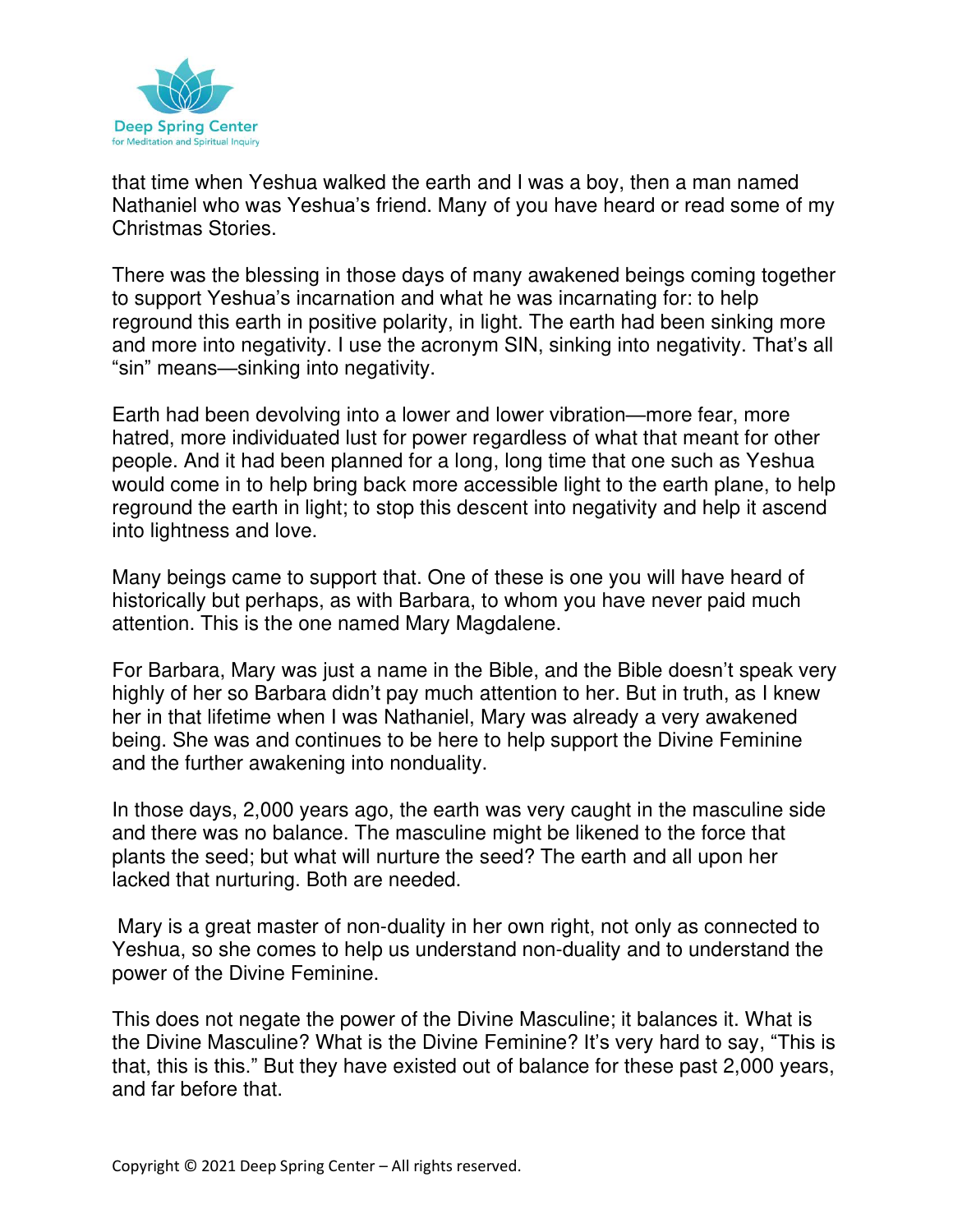that time when Yeshua walked the earth and I was a boy, then a man named Nathaniel who was Yeshua's friend. Many of you have heard or read some of my Christmas Stories.

There was the blessing in those days of many awakened beings coming together to support Yeshua's incarnation and what he was incarnating for: to help reground this earth in positive polarity, in light. The earth had been sinking more and more into negativity. I use the acronym SIN, sinking into negativity. That's all "sin" means—sinking into negativity.

Earth had been devolving into a lower and lower vibration—more fear, more hatred, more individuated lust for power regardless of what that meant for other people. And it had been planned for a long, long time that one such as Yeshua would come in to help bring back more accessible light to the earth plane, to help reground the earth in light; to stop this descent into negativity and help it ascend into lightness and love.

Many beings came to support that. One of these is one you will have heard of historically but perhaps, as with Barbara, to whom you have never paid much attention. This is the one named Mary Magdalene.

For Barbara, Mary was just a name in the Bible, and the Bible doesn't speak very highly of her so Barbara didn't pay much attention to her. But in truth, as I knew her in that lifetime when I was Nathaniel, Mary was already a very awakened being. She was and continues to be here to help support the Divine Feminine and the further awakening into nonduality.

In those days, 2,000 years ago, the earth was very caught in the masculine side and there was no balance. The masculine might be likened to the force that plants the seed; but what will nurture the seed? The earth and all upon her lacked that nurturing. Both are needed.

Mary is a great master of non-duality in her own right, not only as connected to Yeshua, so she comes to help us understand non-duality and to understand the power of the Divine Feminine.

This does not negate the power of the Divine Masculine; it balances it. What is the Divine Masculine? What is the Divine Feminine? It's very hard to say, "This is that, this is this." But they have existed out of balance for these past 2,000 years, and far before that.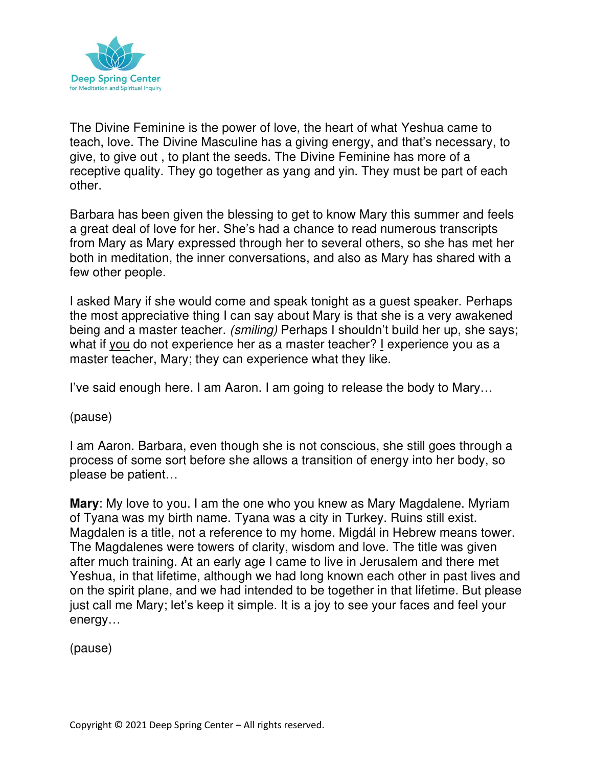The Divine Feminine is the power of love, the heart of what Yeshua came to teach, love. The Divine Masculine has a giving energy, and that's necessary, to give, to give out , to plant the seeds. The Divine Feminine has more of a receptive quality. They go together as yang and yin. They must be part of each other.

Barbara has been given the blessing to get to know Mary this summer and feels a great deal of love for her. She's had a chance to read numerous transcripts from Mary as Mary expressed through her to several others, so she has met her both in meditation, the inner conversations, and also as Mary has shared with a few other people.

I asked Mary if she would come and speak tonight as a guest speaker. Perhaps the most appreciative thing I can say about Mary is that she is a very awakened being and a master teacher. *(smiling)* Perhaps I shouldn't build her up, she says; what if you do not experience her as a master teacher? I experience you as a master teacher, Mary; they can experience what they like.

I've said enough here. I am Aaron. I am going to release the body to Mary…

(pause)

I am Aaron. Barbara, even though she is not conscious, she still goes through a process of some sort before she allows a transition of energy into her body, so please be patient…

**Mary**: My love to you. I am the one who you knew as Mary Magdalene. Myriam of Tyana was my birth name. Tyana was a city in Turkey. Ruins still exist. Magdalen is a title, not a reference to my home. Migdál in Hebrew means tower. The Magdalenes were towers of clarity, wisdom and love. The title was given after much training. At an early age I came to live in Jerusalem and there met Yeshua, in that lifetime, although we had long known each other in past lives and on the spirit plane, and we had intended to be together in that lifetime. But please just call me Mary; let's keep it simple. It is a joy to see your faces and feel your energy…

(pause)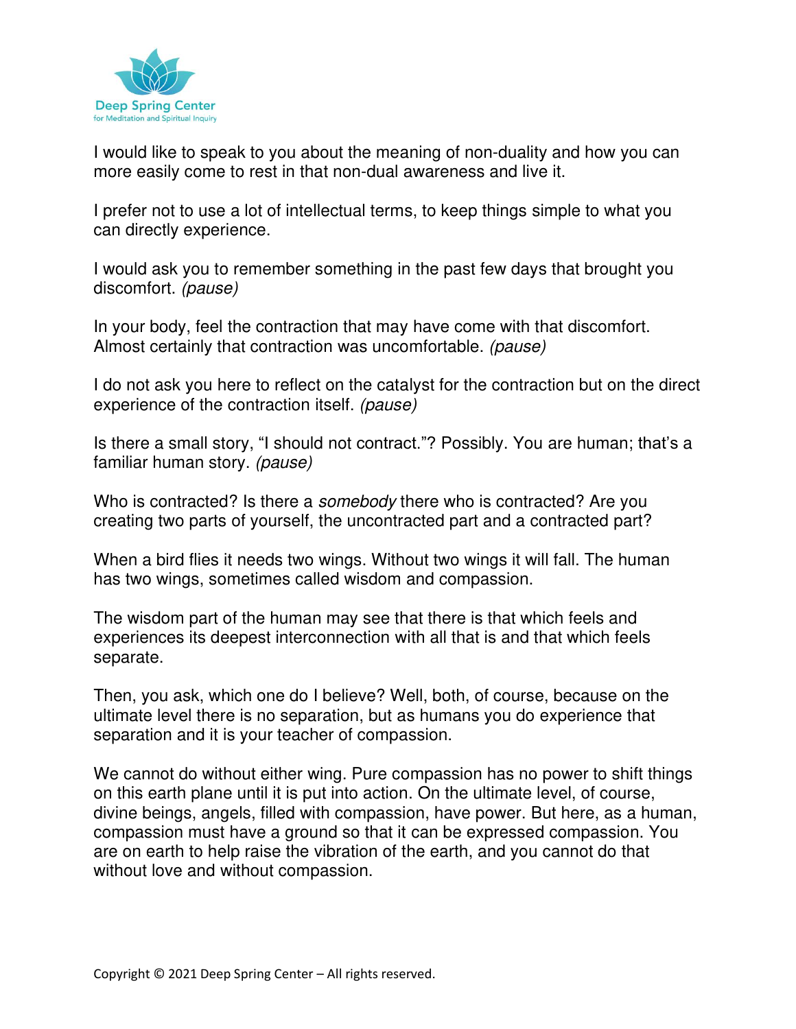I would like to speak to you about the meaning of non-duality and how you can more easily come to rest in that non-dual awareness and live it.

I prefer not to use a lot of intellectual terms, to keep things simple to what you can directly experience.

I would ask you to remember something in the past few days that brought you discomfort. *(pause)*

In your body, feel the contraction that may have come with that discomfort. Almost certainly that contraction was uncomfortable. *(pause)*

I do not ask you here to reflect on the catalyst for the contraction but on the direct experience of the contraction itself. *(pause)*

Is there a small story, "I should not contract."? Possibly. You are human; that's a familiar human story. *(pause)*

Who is contracted? Is there a *somebody* there who is contracted? Are you creating two parts of yourself, the uncontracted part and a contracted part?

When a bird flies it needs two wings. Without two wings it will fall. The human has two wings, sometimes called wisdom and compassion.

The wisdom part of the human may see that there is that which feels and experiences its deepest interconnection with all that is and that which feels separate.

Then, you ask, which one do I believe? Well, both, of course, because on the ultimate level there is no separation, but as humans you do experience that separation and it is your teacher of compassion.

We cannot do without either wing. Pure compassion has no power to shift things on this earth plane until it is put into action. On the ultimate level, of course, divine beings, angels, filled with compassion, have power. But here, as a human, compassion must have a ground so that it can be expressed compassion. You are on earth to help raise the vibration of the earth, and you cannot do that without love and without compassion.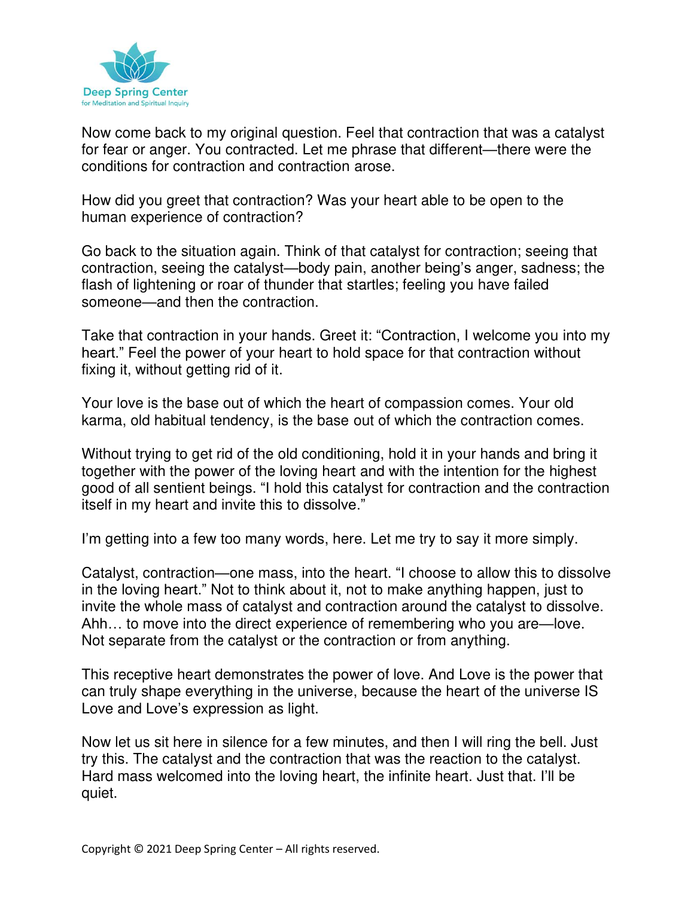Now come back to my original question. Feel that contraction that was a catalyst for fear or anger. You contracted. Let me phrase that different—there were the conditions for contraction and contraction arose.

How did you greet that contraction? Was your heart able to be open to the human experience of contraction?

Go back to the situation again. Think of that catalyst for contraction; seeing that contraction, seeing the catalyst—body pain, another being's anger, sadness; the flash of lightening or roar of thunder that startles; feeling you have failed someone—and then the contraction.

Take that contraction in your hands. Greet it: "Contraction, I welcome you into my heart." Feel the power of your heart to hold space for that contraction without fixing it, without getting rid of it.

Your love is the base out of which the heart of compassion comes. Your old karma, old habitual tendency, is the base out of which the contraction comes.

Without trying to get rid of the old conditioning, hold it in your hands and bring it together with the power of the loving heart and with the intention for the highest good of all sentient beings. "I hold this catalyst for contraction and the contraction itself in my heart and invite this to dissolve."

I'm getting into a few too many words, here. Let me try to say it more simply.

Catalyst, contraction—one mass, into the heart. "I choose to allow this to dissolve in the loving heart." Not to think about it, not to make anything happen, just to invite the whole mass of catalyst and contraction around the catalyst to dissolve. Ahh… to move into the direct experience of remembering who you are—love. Not separate from the catalyst or the contraction or from anything.

This receptive heart demonstrates the power of love. And Love is the power that can truly shape everything in the universe, because the heart of the universe IS Love and Love's expression as light.

Now let us sit here in silence for a few minutes, and then I will ring the bell. Just try this. The catalyst and the contraction that was the reaction to the catalyst. Hard mass welcomed into the loving heart, the infinite heart. Just that. I'll be quiet.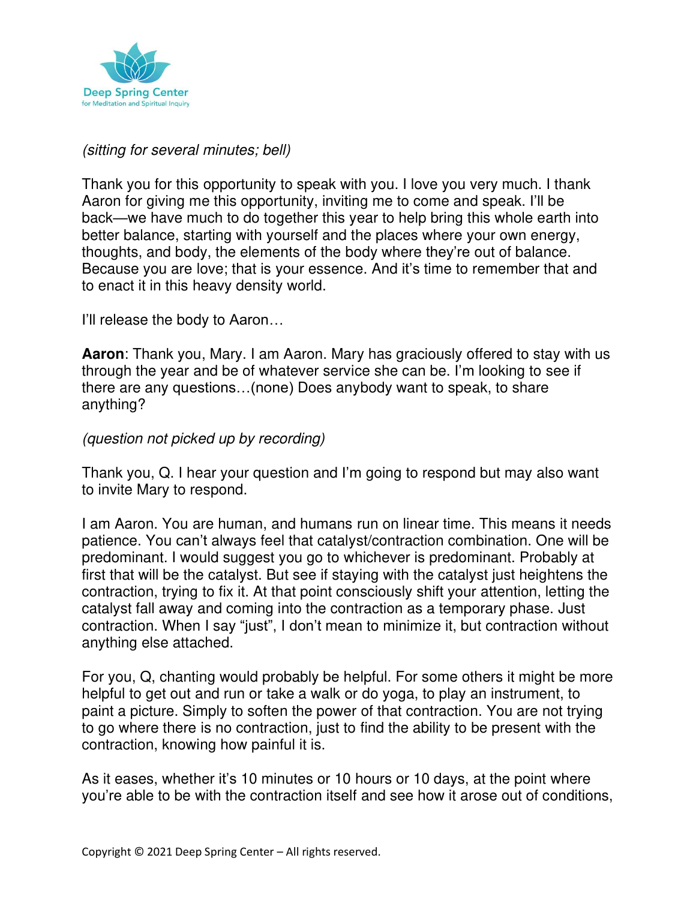*(sitting for several minutes; bell)*

Thank you for this opportunity to speak with you. I love you very much. I thank Aaron for giving me this opportunity, inviting me to come and speak. I'll be back—we have much to do together this year to help bring this whole earth into better balance, starting with yourself and the places where your own energy, thoughts, and body, the elements of the body where they're out of balance. Because you are love; that is your essence. And it's time to remember that and to enact it in this heavy density world.

I'll release the body to Aaron…

**Aaron**: Thank you, Mary. I am Aaron. Mary has graciously offered to stay with us through the year and be of whatever service she can be. I'm looking to see if there are any questions…(none) Does anybody want to speak, to share anything?

*(question not picked up by recording)*

Thank you, Q. I hear your question and I'm going to respond but may also want to invite Mary to respond.

I am Aaron. You are human, and humans run on linear time. This means it needs patience. You can't always feel that catalyst/contraction combination. One will be predominant. I would suggest you go to whichever is predominant. Probably at first that will be the catalyst. But see if staying with the catalyst just heightens the contraction, trying to fix it. At that point consciously shift your attention, letting the catalyst fall away and coming into the contraction as a temporary phase. Just contraction. When I say "just", I don't mean to minimize it, but contraction without anything else attached.

For you, Q, chanting would probably be helpful. For some others it might be more helpful to get out and run or take a walk or do yoga, to play an instrument, to paint a picture. Simply to soften the power of that contraction. You are not trying to go where there is no contraction, just to find the ability to be present with the contraction, knowing how painful it is.

As it eases, whether it's 10 minutes or 10 hours or 10 days, at the point where you're able to be with the contraction itself and see how it arose out of conditions,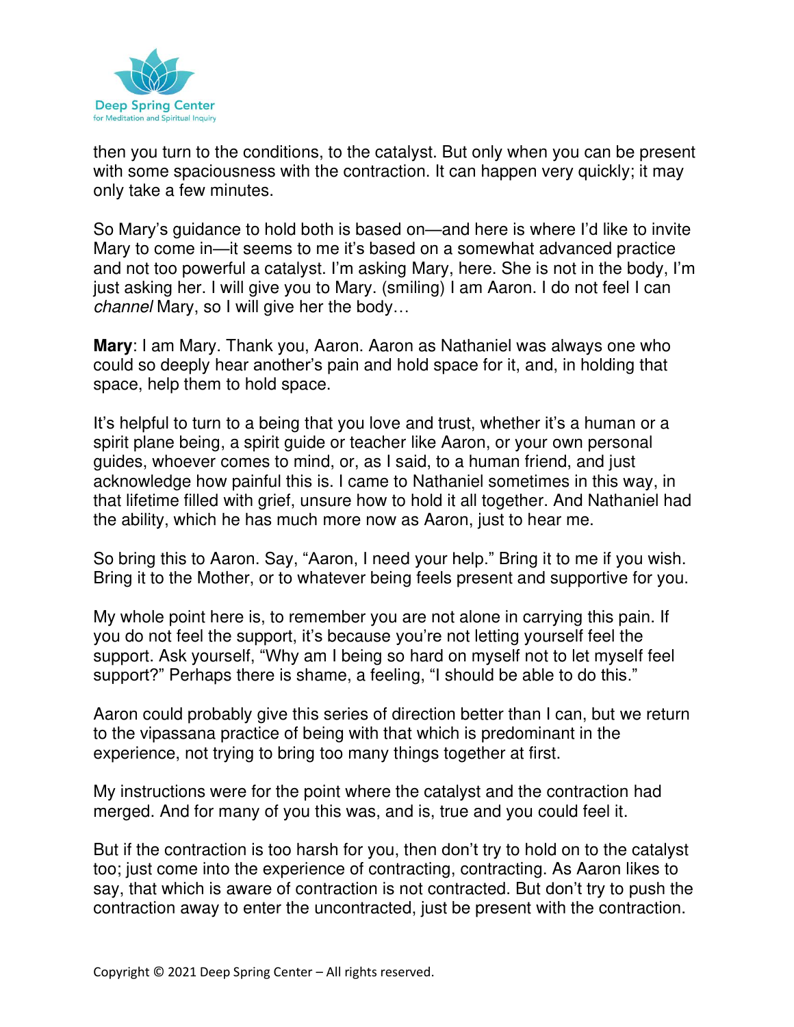then you turn to the conditions, to the catalyst. But only when you can be present with some spaciousness with the contraction. It can happen very quickly; it may only take a few minutes.

So Mary's guidance to hold both is based on—and here is where I'd like to invite Mary to come in—it seems to me it's based on a somewhat advanced practice and not too powerful a catalyst. I'm asking Mary, here. She is not in the body, I'm just asking her. I will give you to Mary. (smiling) I am Aaron. I do not feel I can *channel* Mary, so I will give her the body…

**Mary**: I am Mary. Thank you, Aaron. Aaron as Nathaniel was always one who could so deeply hear another's pain and hold space for it, and, in holding that space, help them to hold space.

It's helpful to turn to a being that you love and trust, whether it's a human or a spirit plane being, a spirit guide or teacher like Aaron, or your own personal guides, whoever comes to mind, or, as I said, to a human friend, and just acknowledge how painful this is. I came to Nathaniel sometimes in this way, in that lifetime filled with grief, unsure how to hold it all together. And Nathaniel had the ability, which he has much more now as Aaron, just to hear me.

So bring this to Aaron. Say, "Aaron, I need your help." Bring it to me if you wish. Bring it to the Mother, or to whatever being feels present and supportive for you.

My whole point here is, to remember you are not alone in carrying this pain. If you do not feel the support, it's because you're not letting yourself feel the support. Ask yourself, "Why am I being so hard on myself not to let myself feel support?" Perhaps there is shame, a feeling, "I should be able to do this."

Aaron could probably give this series of direction better than I can, but we return to the vipassana practice of being with that which is predominant in the experience, not trying to bring too many things together at first.

My instructions were for the point where the catalyst and the contraction had merged. And for many of you this was, and is, true and you could feel it.

But if the contraction is too harsh for you, then don't try to hold on to the catalyst too; just come into the experience of contracting, contracting. As Aaron likes to say, that which is aware of contraction is not contracted. But don't try to push the contraction away to enter the uncontracted, just be present with the contraction.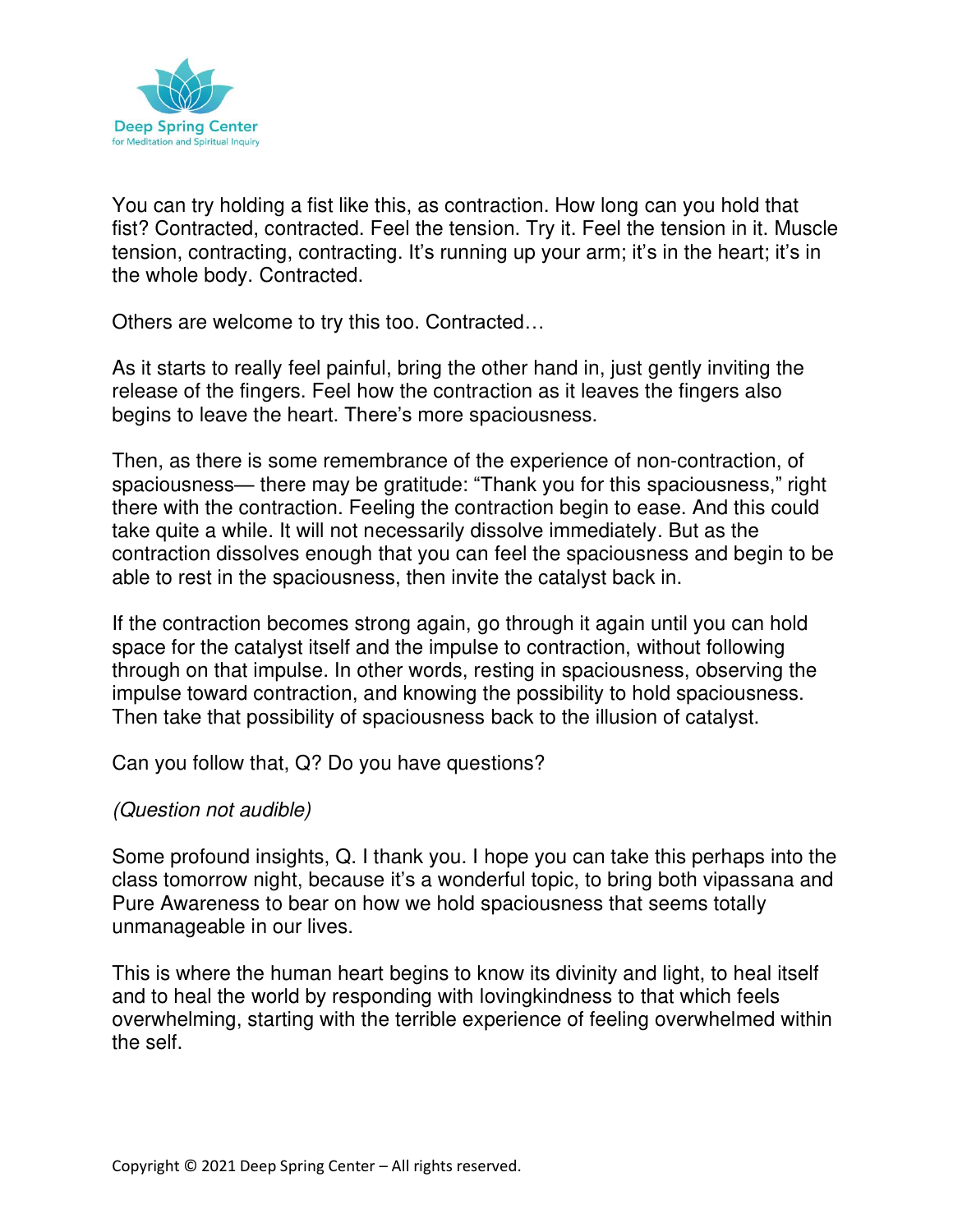You can try holding a fist like this, as contraction. How long can you hold that fist? Contracted, contracted. Feel the tension. Try it. Feel the tension in it. Muscle tension, contracting, contracting. It's running up your arm; it's in the heart; it's in the whole body. Contracted.

Others are welcome to try this too. Contracted…

As it starts to really feel painful, bring the other hand in, just gently inviting the release of the fingers. Feel how the contraction as it leaves the fingers also begins to leave the heart. There's more spaciousness.

Then, as there is some remembrance of the experience of non-contraction, of spaciousness— there may be gratitude: "Thank you for this spaciousness," right there with the contraction. Feeling the contraction begin to ease. And this could take quite a while. It will not necessarily dissolve immediately. But as the contraction dissolves enough that you can feel the spaciousness and begin to be able to rest in the spaciousness, then invite the catalyst back in.

If the contraction becomes strong again, go through it again until you can hold space for the catalyst itself and the impulse to contraction, without following through on that impulse. In other words, resting in spaciousness, observing the impulse toward contraction, and knowing the possibility to hold spaciousness. Then take that possibility of spaciousness back to the illusion of catalyst.

Can you follow that, Q? Do you have questions?

*(Question not audible)*

Some profound insights, Q. I thank you. I hope you can take this perhaps into the class tomorrow night, because it's a wonderful topic, to bring both vipassana and Pure Awareness to bear on how we hold spaciousness that seems totally unmanageable in our lives.

This is where the human heart begins to know its divinity and light, to heal itself and to heal the world by responding with lovingkindness to that which feels overwhelming, starting with the terrible experience of feeling overwhelmed within the self.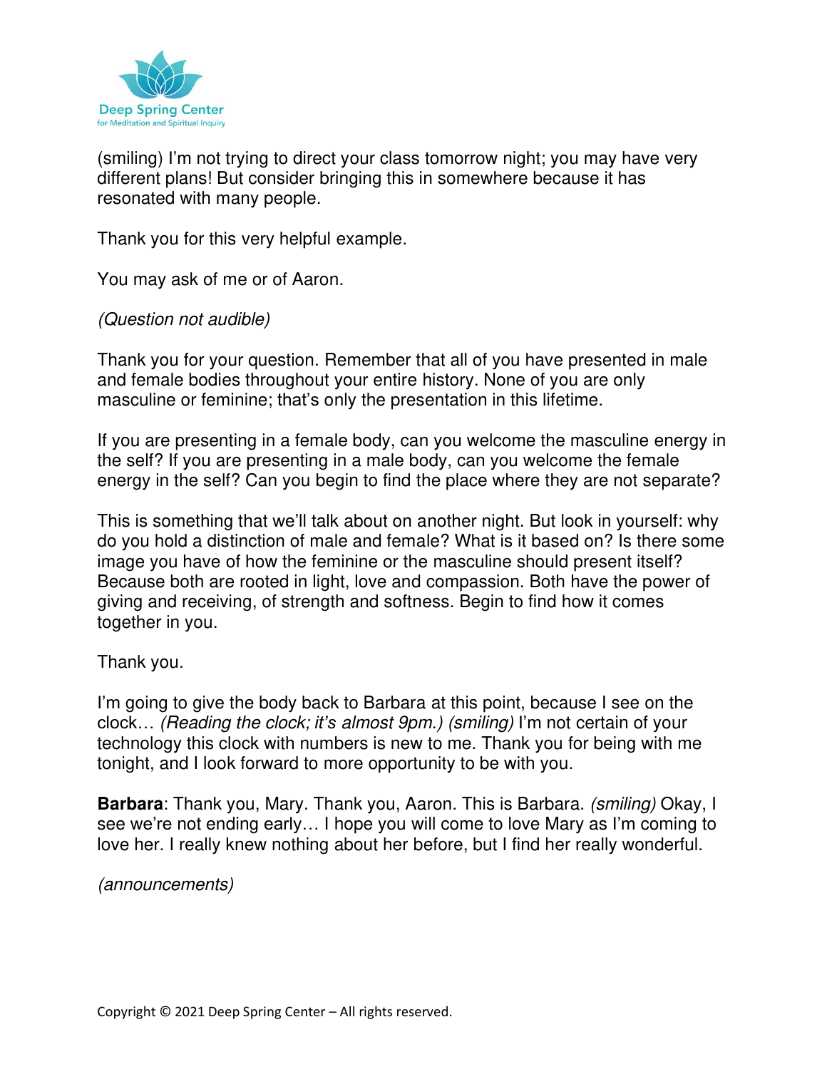(smiling) I'm not trying to direct your class tomorrow night; you may have very different plans! But consider bringing this in somewhere because it has resonated with many people.

Thank you for this very helpful example.

You may ask of me or of Aaron.

*(Question not audible)*

Thank you for your question. Remember that all of you have presented in male and female bodies throughout your entire history. None of you are only masculine or feminine; that's only the presentation in this lifetime.

If you are presenting in a female body, can you welcome the masculine energy in the self? If you are presenting in a male body, can you welcome the female energy in the self? Can you begin to find the place where they are not separate?

This is something that we'll talk about on another night. But look in yourself: why do you hold a distinction of male and female? What is it based on? Is there some image you have of how the feminine or the masculine should present itself? Because both are rooted in light, love and compassion. Both have the power of giving and receiving, of strength and softness. Begin to find how it comes together in you.

Thank you.

I'm going to give the body back to Barbara at this point, because I see on the clock… *(Reading the clock; it's almost 9pm.) (smiling)* I'm not certain of your technology this clock with numbers is new to me. Thank you for being with me tonight, and I look forward to more opportunity to be with you.

**Barbara**: Thank you, Mary. Thank you, Aaron. This is Barbara. *(smiling)* Okay, I see we're not ending early… I hope you will come to love Mary as I'm coming to love her. I really knew nothing about her before, but I find her really wonderful.

*(announcements)*